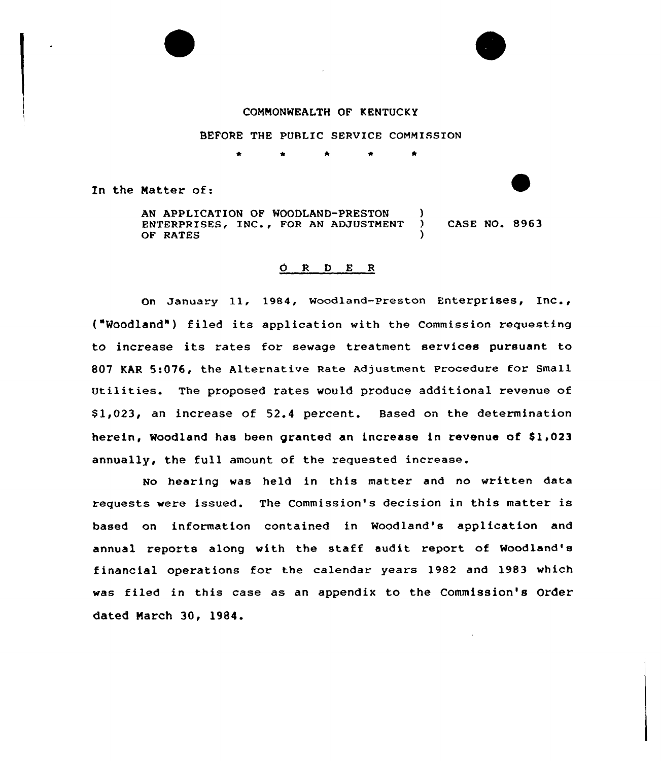COMMONWEALTH OF KENTUCKY

BEFORE THE PUBLIC SERVICE COMMISSION

\* \* \* \* \*

In the Matter of:

AN APPLICATION OF WOODLAND-PRESTON ENTERPRISES, INC., FOR AN ADJUSTMENT OF RATES ) CASE NO. 8963

## O R D E R

On January 11, 1984, Woodland-Preston Enterprises, Inc., ("Woodland") filed its application with the Commission requesting to increase its rates for sewage treatment services pursuant to 807 KAR 5:076, the Alternative Rate Adjustment Procedure for Small Utilities. The proposed rates would produce additional revenue of $1,023, an increase of 52.4 percent. Based on the determination herein, Woodland has been granted an increase in revenue of $1,023 annually, the full amount of the requested increase.

No hearing was held in this matter and no written data requests were issued. The Commission's decision in this matter is based on information contained in Woodland's application and annual reports along with the staff audit report of Woodland's financial operations for the calendar years 1982 and 1983 which was filed in this case as an appendix to the Commission's Order dated March 30, 1984.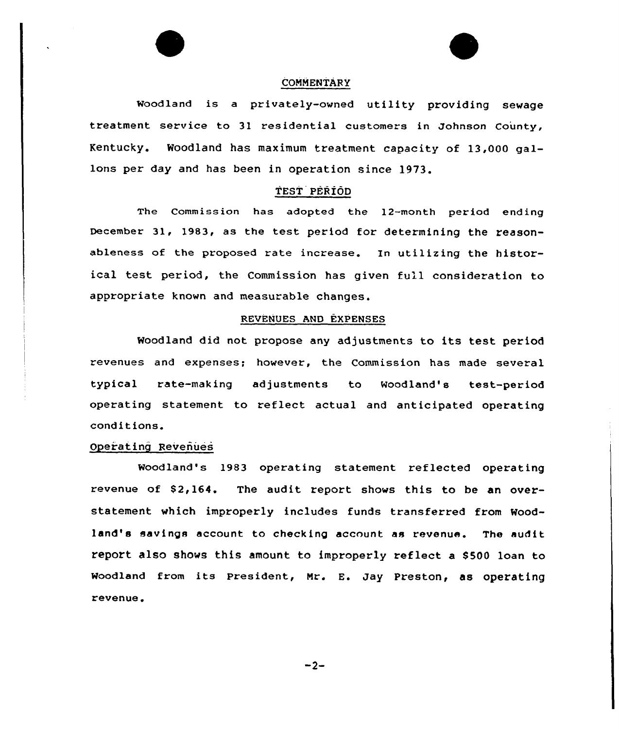## COMMENTARY

Woodland is a privately-owned utility providing sewage treatment service to 31 residential customers in Johnson County, Kentucky. Woodland has maximum treatment capacity of 13,000 gallons per day and has been in operation since 1973.

## TEST PERIOD

The Commission has adopted the 12-month period ending December 31, 1983, as the test period for determining the reasonableness of the proposed rate increase. In utilizing the historical test period, the Commission has given full consideration to appropriate known and measurable changes.

## REVENUES AND EXPENSES

Woodland did not propose any adjustments to its test period revenues and expenses; however, the Commission has made several typical rate-making adjustments to Woodland's test-period operating statement to reflect actual and anticipated operating conditions.

### Operating Revenues

Woodland's 1983 operating statement reflected operating revenue of $2,164. The audit report shows this to be an overstatement which improperly includes funds transferred from Woodland's savings account to checking account as revenue. The audit report also shows this amount to improperly reflect a $500 loan to Woodland from its President, Mr. E. Jay Preston, as operating revenue.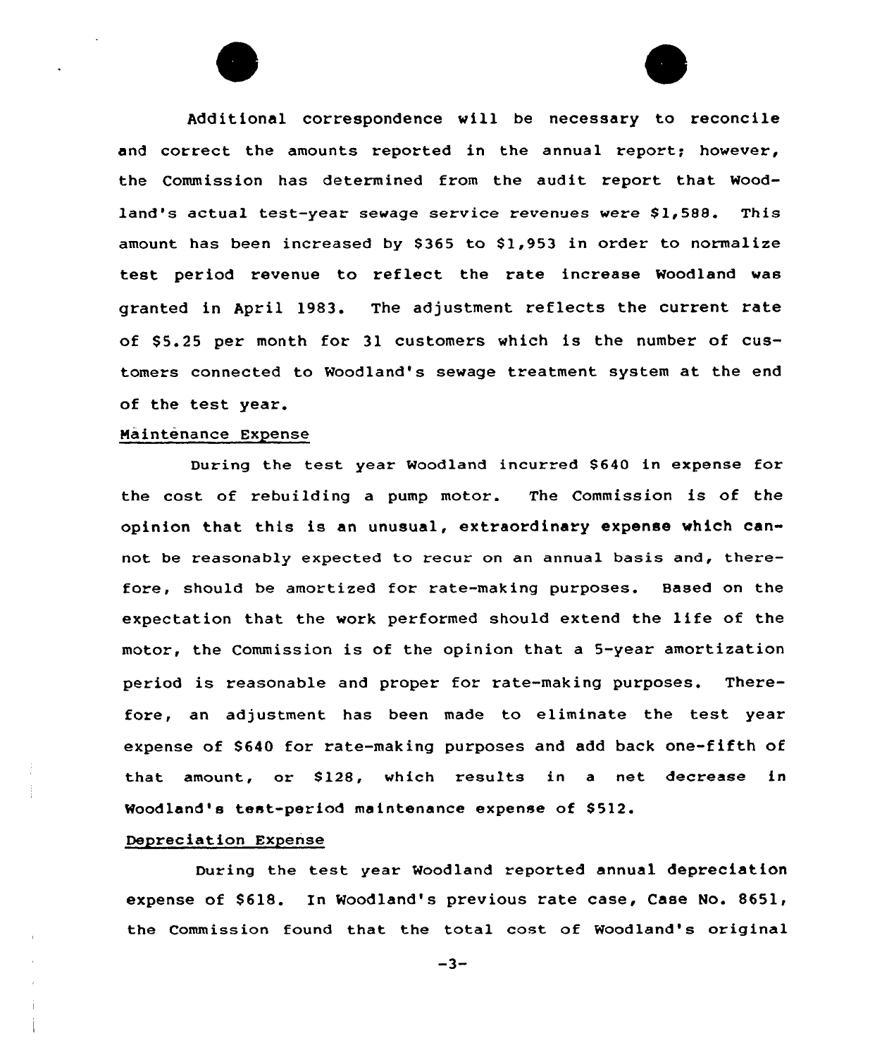Additional correspondence will be necessary to reconcile and correct the amounts reported in the annual report; however, the Commission has determined from the audit report that Woodland's actual test-year sewage service revenues were $1,588. This amount has been increased by $365 to $1,953 in order to normalize test period revenue to reflect the rate increase Woodland was granted in April 1983. The adjustment reflects the current rate of $5.25 per month for 31 customers which is the number of customers connected to Woodland's sewage treatment system at the end of the test year.

Maintenance Expense

During the test year Woodland incurred $640 in expense for the cost of rebuilding a pump motor. The Commission is of the opinion that this is an unusual, extraordinary expense which cannot be reasonably expected to recur on an annual basis and, therefore, should be amortized for rate-making purposes. Based on the expectation that the work performed should extend the life of the motor, the Commission is of the opinion that a 5-year amortization period is reasonable and proper for rate-making purposes. Therefore, an adjustment has been made to eliminate the test year expense of $640 for rate-making purposes and add back one-fifth of that amount, or $128, which results in a net decrease in Woodland's test-period maintenance expense of $512.

Depreciation Expense

During the test year Woodland reported annual depreciation expense of $618. In Woodland's previous rate case, Case No. 8651, the Commission found that the total cost of Woodland's original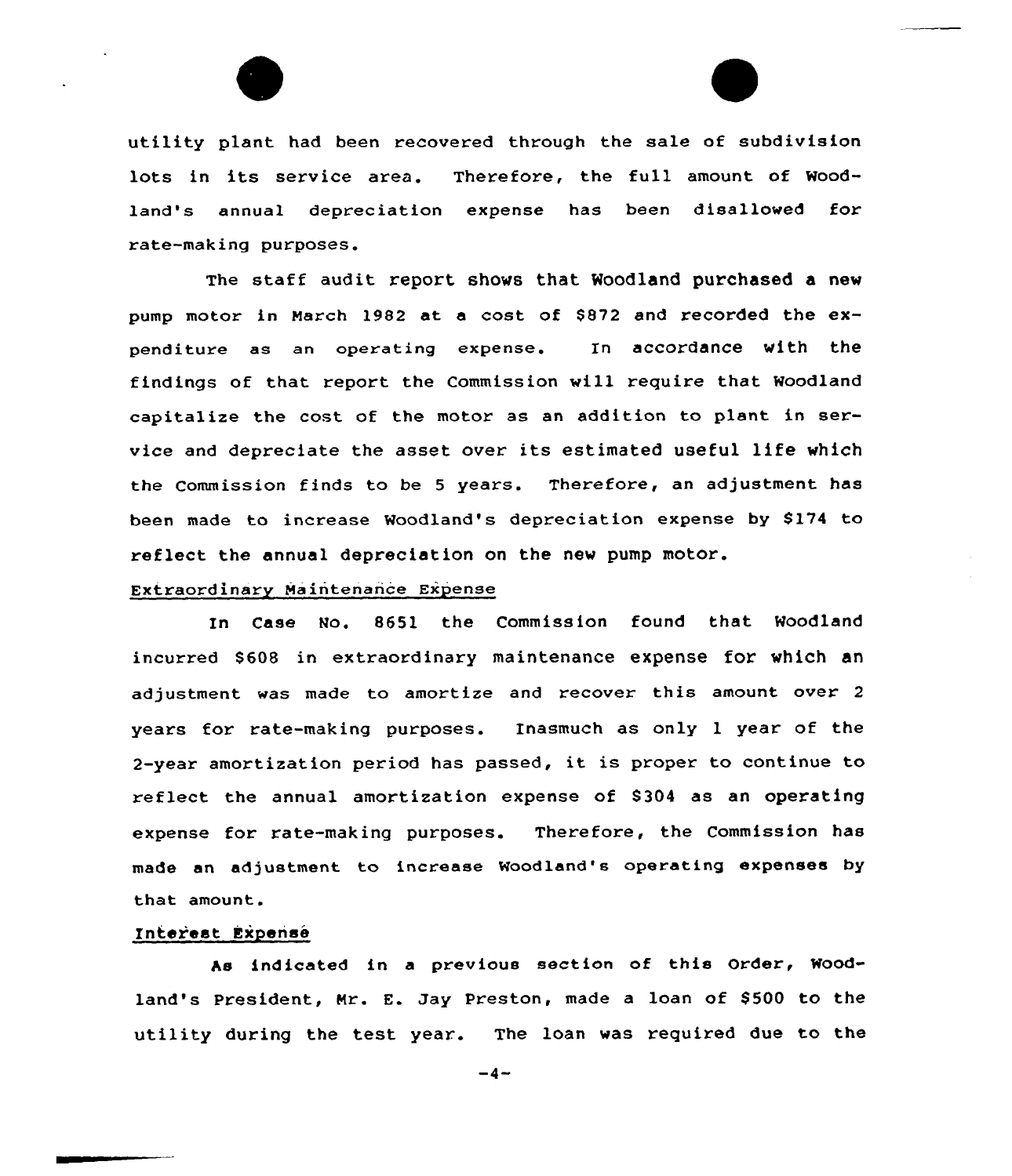utility plant had been recovered through the sale of subdivision lots in its service area. Therefore, the full amount of Woodland's annual depreciation expense has been disallowed for rate-making purposes.

The staff audit report shows that Woodland purchased a new pump motor in March 1982 at a cost of $872 and recorded the expenditure as an operating expense. In accordance with the findings of that report the Commission will require that Woodland capitalize the cost of the motor as an addition to plant in service and depreciate the asset over its estimated useful life which the Commission finds to be 5 years. Therefore, an adjustment has been made to increase Woodland's depreciation expense by $174 to reflect the annual depreciation on the new pump motor.

Extraordinary Maintenance Expense

In Case No. 8651 the Commission found that Woodland incurred $608 in extraordinary maintenance expense for which an adjustment was made to amortize and recover this amount over 2 years for rate-making purposes. Inasmuch as only 1 year of the 2-year amortization period has passed, it is proper to continue to reflect the annual amortization expense of $304 as an operating expense for rate-making purposes. Therefore, the Commission has made an adjustment to increase Woodland's operating expenses by that amount.

Interest Expense

As indicated in a previous section of this Order, Woodland's President, Mr. E. Jay Preston, made a loan of $500 to the utility during the test year. The loan was required due to the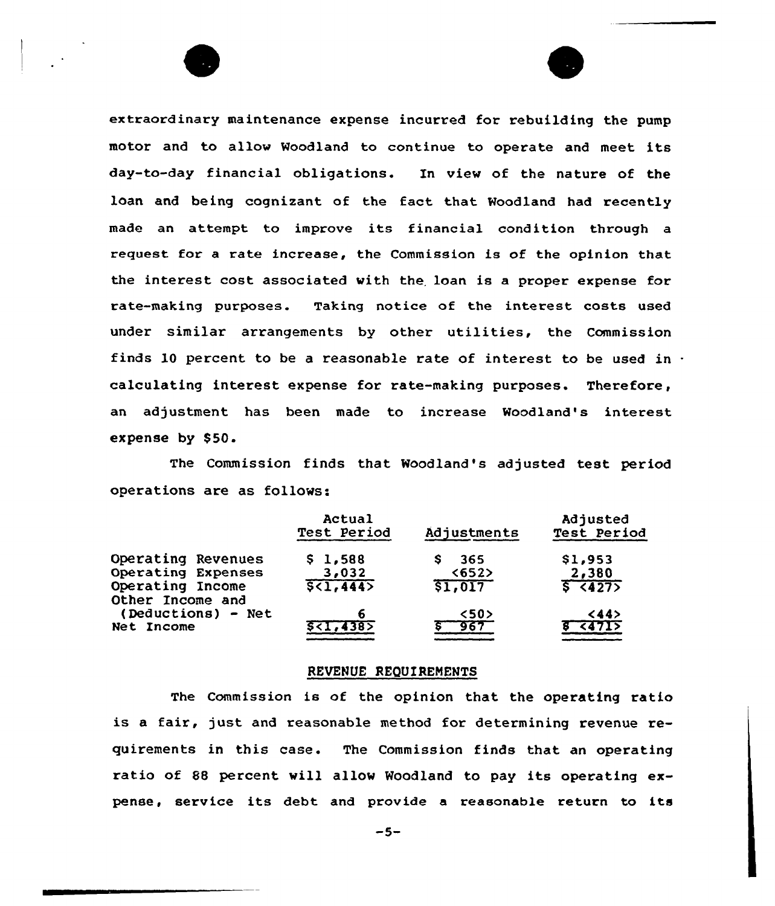extraordinary maintenance expense incurred for rebuilding the pump motor and to allow Woodland to continue to operate and meet its day-to-day financial obligations. In view of the nature of the loan and being cognizant of the fact that Woodland had recently made an attempt to improve its financial condition through a request for a rate increase, the Commission is of the opinion that the interest cost associated with the loan is a proper expense for rate-making purposes. Taking notice of the interest costs used under similar arrangements by other utilities, the Commission finds 10 percent to be a reasonable rate of interest to be used in calculating interest expense for rate-making purposes. Therefore, an adjustment has been made to increase Woodland's interest expense by $50.

The Commission finds that Woodland's adjusted test period operations are as follows:

| | Actual Test Period | Adjustments | Adjusted Test Period |
|---|---|---|---|
| Operating Revenues | $ 1,588 | $ 365 | $1,953 |
| Operating Expenses | 3,032 | <652> | 2,380 |
| Operating Income | $<1,444> | $1,017 | $ <427> |
| Other Income and (Deductions) - Net | 6 | <50> | <44> |
| Net Income | $<1,438> | $ 967 | $ <471> |

## REVENUE REQUIREMENTS

The Commission is of the opinion that the operating ratio is a fair, just and reasonable method for determining revenue requirements in this case. The Commission finds that an operating ratio of 88 percent will allow Woodland to pay its operating expense, service its debt and provide a reasonable return to its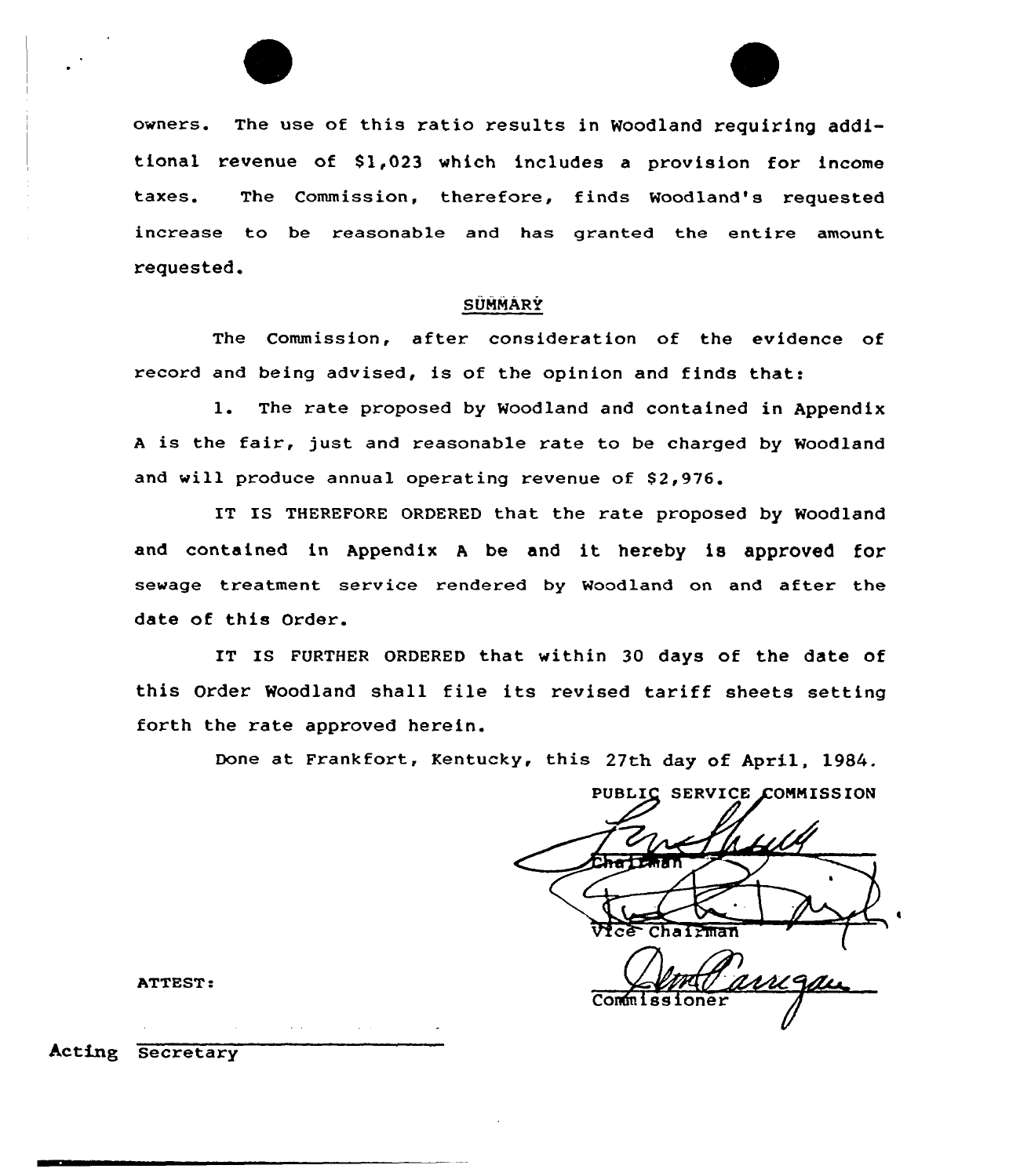owners. The use of this ratio results in Woodland requiring additional revenue of $1,023 which includes a provision for income taxes. The Commission, therefore, finds Woodland's requested increase to be reasonable and has granted the entire amount requested.

## SUMMARY

The Commission, after consideration of the evidence of record and being advised, is of the opinion and finds that:

1. The rate proposed by Woodland and contained in Appendix A is the fair, just and reasonable rate to be charged by Woodland and will produce annual operating revenue of $2,976.

IT IS THEREFORE ORDERED that the rate proposed by Woodland and contained in Appendix A be and it hereby is approved for sewage treatment service rendered by Woodland on and after the date of this Order.

IT IS FURTHER ORDERED that within 30 days of the date of this Order Woodland shall file its revised tariff sheets setting forth the rate approved herein.

Done at Frankfort, Kentucky, this 27th day of April, 1984.

PUBLIC SERVICE COMMISSION

Chairman

Vice Chairman

Commissioner

ATTEST:

Acting Secretary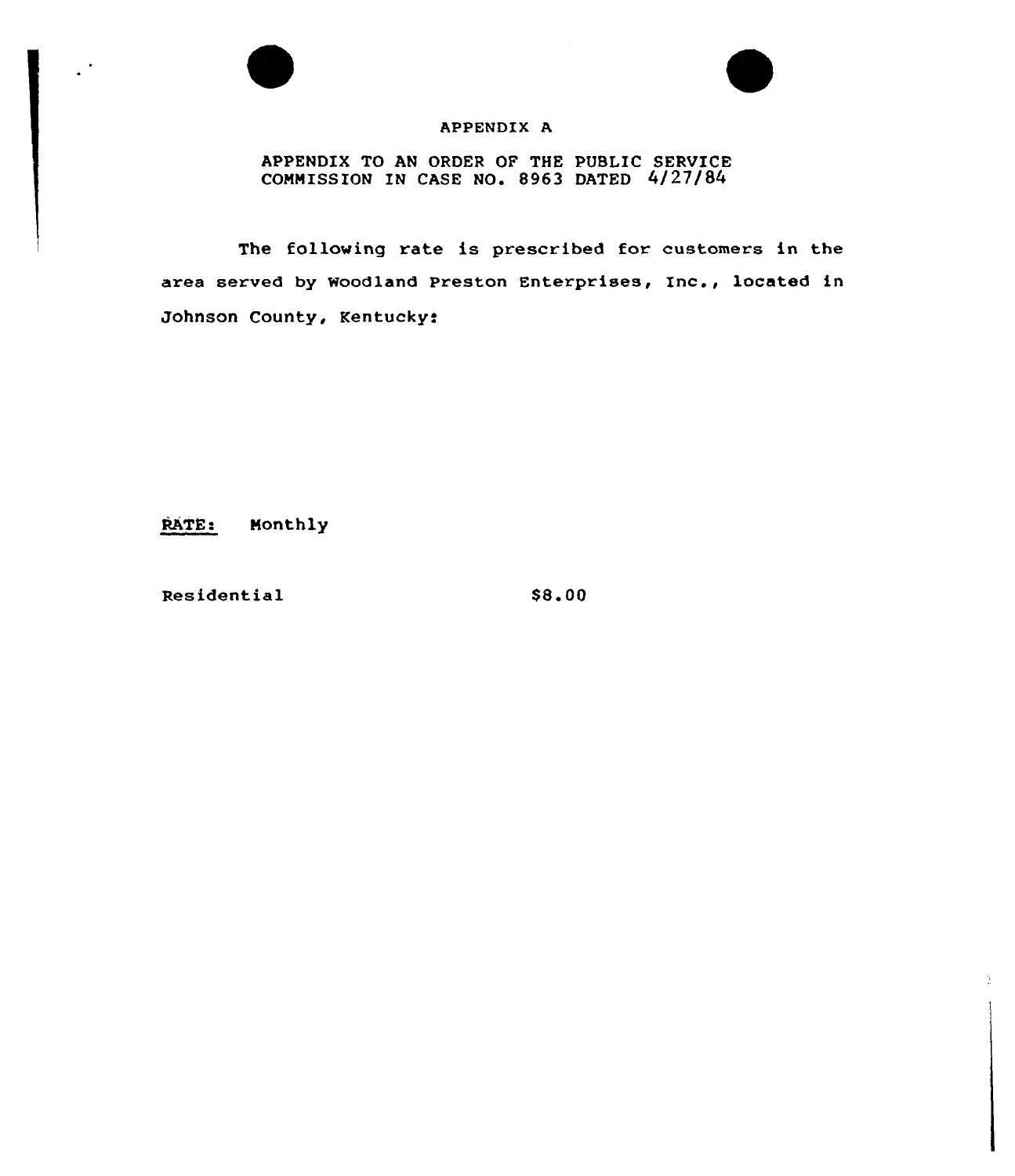# APPENDIX A

APPENDIX TO AN ORDER OF THE PUBLIC SERVICE COMMISSION IN CASE NO. 8963 DATED 4/27/84

The following rate is prescribed for customers in the area served by Woodland Preston Enterprises, Inc., located in Johnson County, Kentucky:

RATE: Monthly

Residential $8.00